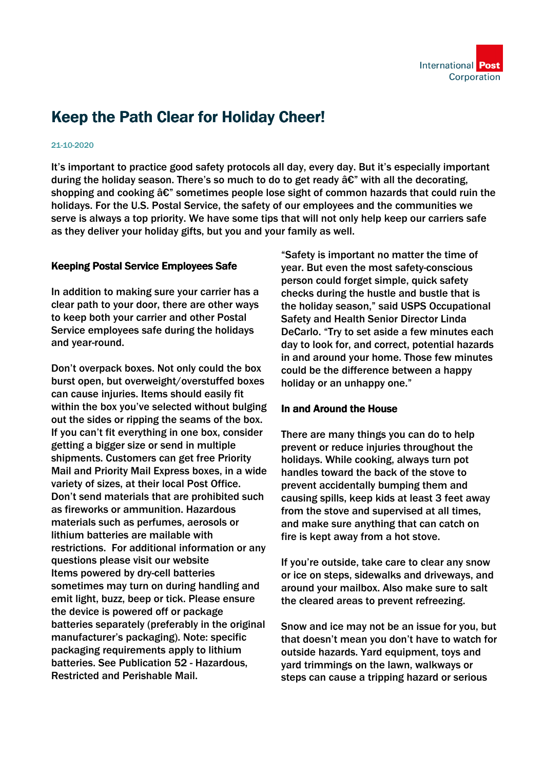International Post Corporation

# Keep the Path Clear for Holiday Cheer!

21-10-2020

It's important to practice good safety protocols all day, every day. But it's especially important during the holiday season. There's so much to do to get ready â€" with all the decorating, shopping and cooking â€" sometimes people lose sight of common hazards that could ruin the holidays. For the U.S. Postal Service, the safety of our employees and the communities we serve is always a top priority. We have some tips that will not only help keep our carriers safe as they deliver your holiday gifts, but you and your family as well.

## Keeping Postal Service Employees Safe

In addition to making sure your carrier has a clear path to your door, there are other ways to keep both your carrier and other Postal Service employees safe during the holidays and year-round.

Don't overpack boxes. Not only could the box burst open, but overweight/overstuffed boxes can cause injuries. Items should easily fit within the box you've selected without bulging out the sides or ripping the seams of the box. If you can't fit everything in one box, consider getting a bigger size or send in multiple shipments. Customers can get free Priority Mail and Priority Mail Express boxes, in a wide variety of sizes, at their local Post Office. Don't send materials that are prohibited such as fireworks or ammunition. Hazardous materials such as perfumes, aerosols or lithium batteries are mailable with restrictions. For additional information or any questions please visit our website Items powered by dry-cell batteries sometimes may turn on during handling and emit light, buzz, beep or tick. Please ensure the device is powered off or package batteries separately (preferably in the original manufacturer's packaging). Note: specific packaging requirements apply to lithium batteries. See Publication 52 - Hazardous, Restricted and Perishable Mail.

"Safety is important no matter the time of year. But even the most safety-conscious person could forget simple, quick safety checks during the hustle and bustle that is the holiday season," said USPS Occupational Safety and Health Senior Director Linda DeCarlo. "Try to set aside a few minutes each day to look for, and correct, potential hazards in and around your home. Those few minutes could be the difference between a happy holiday or an unhappy one."

## In and Around the House

There are many things you can do to help prevent or reduce injuries throughout the holidays. While cooking, always turn pot handles toward the back of the stove to prevent accidentally bumping them and causing spills, keep kids at least 3 feet away from the stove and supervised at all times, and make sure anything that can catch on fire is kept away from a hot stove.

If you're outside, take care to clear any snow or ice on steps, sidewalks and driveways, and around your mailbox. Also make sure to salt the cleared areas to prevent refreezing.

Snow and ice may not be an issue for you, but that doesn't mean you don't have to watch for outside hazards. Yard equipment, toys and yard trimmings on the lawn, walkways or steps can cause a tripping hazard or serious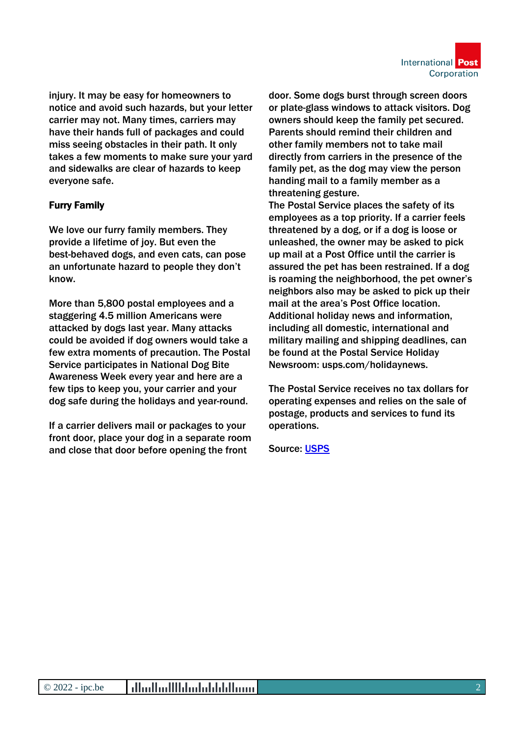injury. It may be easy for homeowners to notice and avoid such hazards, but your letter carrier may not. Many times, carriers may have their hands full of packages and could miss seeing obstacles in their path. It only takes a few moments to make sure your yard and sidewalks are clear of hazards to keep everyone safe.

**Furry Family**

We love our furry family members. They provide a lifetime of joy. But even the best-behaved dogs, and even cats, can pose an unfortunate hazard to people they don't know.

More than 5,800 postal employees and a staggering 4.5 million Americans were attacked by dogs last year. Many attacks could be avoided if dog owners would take a few extra moments of precaution. The Postal Service participates in National Dog Bite Awareness Week every year and here are a few tips to keep you, your carrier and your dog safe during the holidays and year-round.

If a carrier delivers mail or packages to your front door, place your dog in a separate room and close that door before opening the front door. Some dogs burst through screen doors or plate-glass windows to attack visitors. Dog owners should keep the family pet secured. Parents should remind their children and other family members not to take mail directly from carriers in the presence of the family pet, as the dog may view the person handing mail to a family member as a threatening gesture.

The Postal Service places the safety of its employees as a top priority. If a carrier feels threatened by a dog, or if a dog is loose or unleashed, the owner may be asked to pick up mail at a Post Office until the carrier is assured the pet has been restrained. If a dog is roaming the neighborhood, the pet owner's neighbors also may be asked to pick up their mail at the area's Post Office location.

Additional holiday news and information, including all domestic, international and military mailing and shipping deadlines, can be found at the Postal Service Holiday Newsroom: usps.com/holidaynews.

The Postal Service receives no tax dollars for operating expenses and relies on the sale of postage, products and services to fund its operations.

Source: USPS